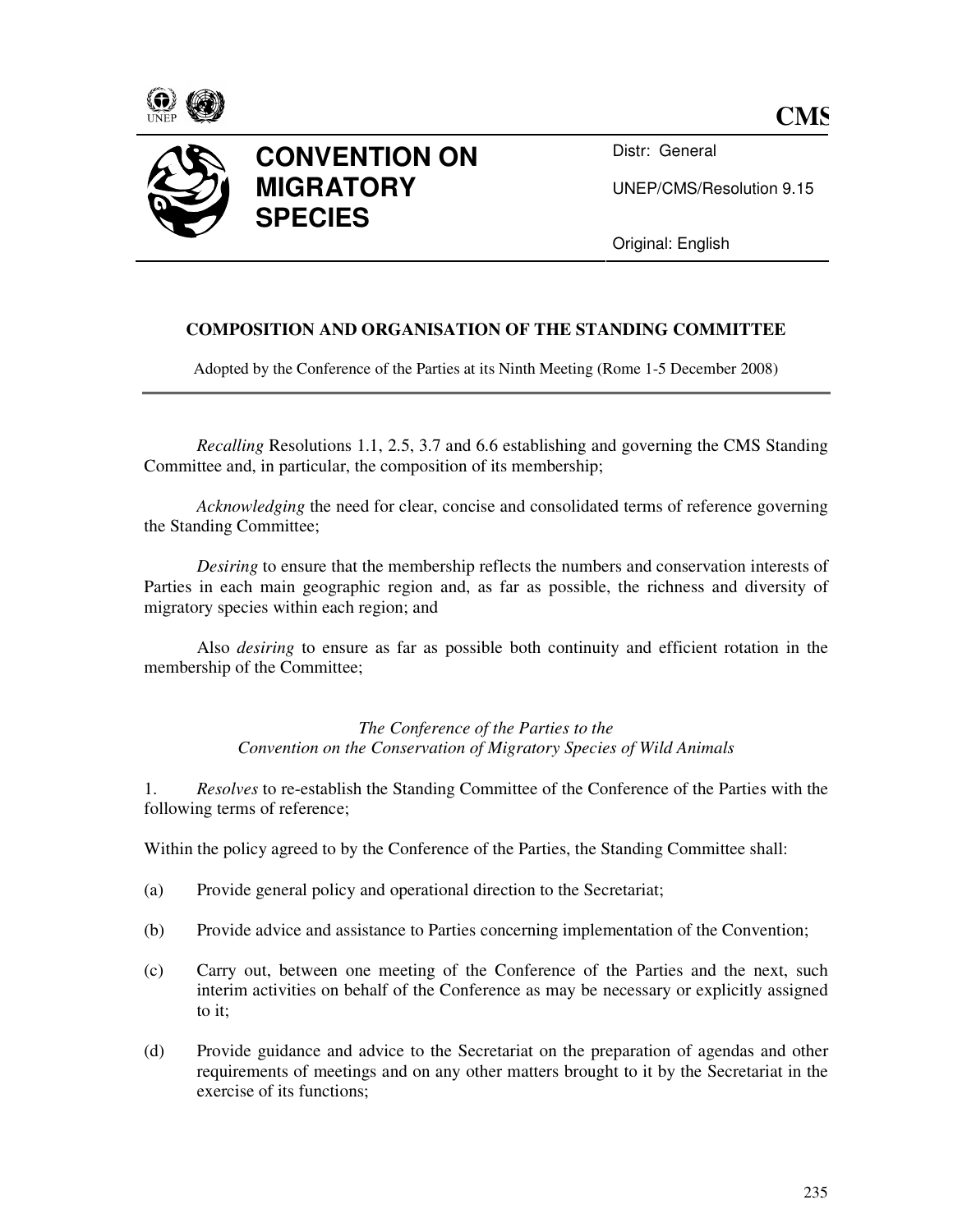**CMS**

# CONVENTION ON MIGRATORY SPECIES

Distr: General

UNEP/CMS/Resolution 9.15

Original: English

## COMPOSITION AND ORGANISATION OF THE STANDING COMMITTEE

Adopted by the Conference of the Parties at its Ninth Meeting (Rome 1-5 December 2008)

*Recalling* Resolutions 1.1, 2.5, 3.7 and 6.6 establishing and governing the CMS Standing Committee and, in particular, the composition of its membership;

*Acknowledging* the need for clear, concise and consolidated terms of reference governing the Standing Committee;

*Desiring* to ensure that the membership reflects the numbers and conservation interests of Parties in each main geographic region and, as far as possible, the richness and diversity of migratory species within each region; and

Also *desiring* to ensure as far as possible both continuity and efficient rotation in the membership of the Committee;

*The Conference of the Parties to the*
*Convention on the Conservation of Migratory Species of Wild Animals*

1. *Resolves* to re-establish the Standing Committee of the Conference of the Parties with the following terms of reference;

Within the policy agreed to by the Conference of the Parties, the Standing Committee shall:

(a) Provide general policy and operational direction to the Secretariat;

(b) Provide advice and assistance to Parties concerning implementation of the Convention;

(c) Carry out, between one meeting of the Conference of the Parties and the next, such interim activities on behalf of the Conference as may be necessary or explicitly assigned to it;

(d) Provide guidance and advice to the Secretariat on the preparation of agendas and other requirements of meetings and on any other matters brought to it by the Secretariat in the exercise of its functions;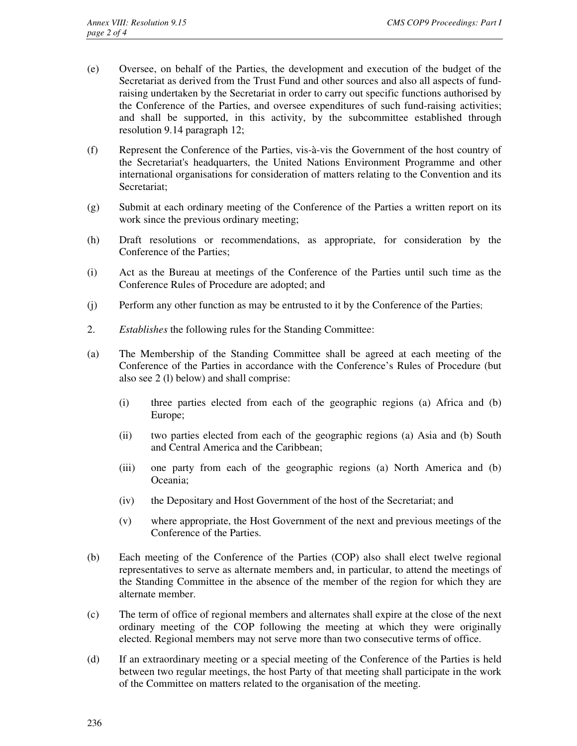(e) Oversee, on behalf of the Parties, the development and execution of the budget of the Secretariat as derived from the Trust Fund and other sources and also all aspects of fund-raising undertaken by the Secretariat in order to carry out specific functions authorised by the Conference of the Parties, and oversee expenditures of such fund-raising activities; and shall be supported, in this activity, by the subcommittee established through resolution 9.14 paragraph 12;

(f) Represent the Conference of the Parties, vis-à-vis the Government of the host country of the Secretariat's headquarters, the United Nations Environment Programme and other international organisations for consideration of matters relating to the Convention and its Secretariat;

(g) Submit at each ordinary meeting of the Conference of the Parties a written report on its work since the previous ordinary meeting;

(h) Draft resolutions or recommendations, as appropriate, for consideration by the Conference of the Parties;

(i) Act as the Bureau at meetings of the Conference of the Parties until such time as the Conference Rules of Procedure are adopted; and

(j) Perform any other function as may be entrusted to it by the Conference of the Parties;

2. *Establishes* the following rules for the Standing Committee:

(a) The Membership of the Standing Committee shall be agreed at each meeting of the Conference of the Parties in accordance with the Conference's Rules of Procedure (but also see 2 (l) below) and shall comprise:

    (i) three parties elected from each of the geographic regions (a) Africa and (b) Europe;

    (ii) two parties elected from each of the geographic regions (a) Asia and (b) South and Central America and the Caribbean;

    (iii) one party from each of the geographic regions (a) North America and (b) Oceania;

    (iv) the Depositary and Host Government of the host of the Secretariat; and

    (v) where appropriate, the Host Government of the next and previous meetings of the Conference of the Parties.

(b) Each meeting of the Conference of the Parties (COP) also shall elect twelve regional representatives to serve as alternate members and, in particular, to attend the meetings of the Standing Committee in the absence of the member of the region for which they are alternate member.

(c) The term of office of regional members and alternates shall expire at the close of the next ordinary meeting of the COP following the meeting at which they were originally elected. Regional members may not serve more than two consecutive terms of office.

(d) If an extraordinary meeting or a special meeting of the Conference of the Parties is held between two regular meetings, the host Party of that meeting shall participate in the work of the Committee on matters related to the organisation of the meeting.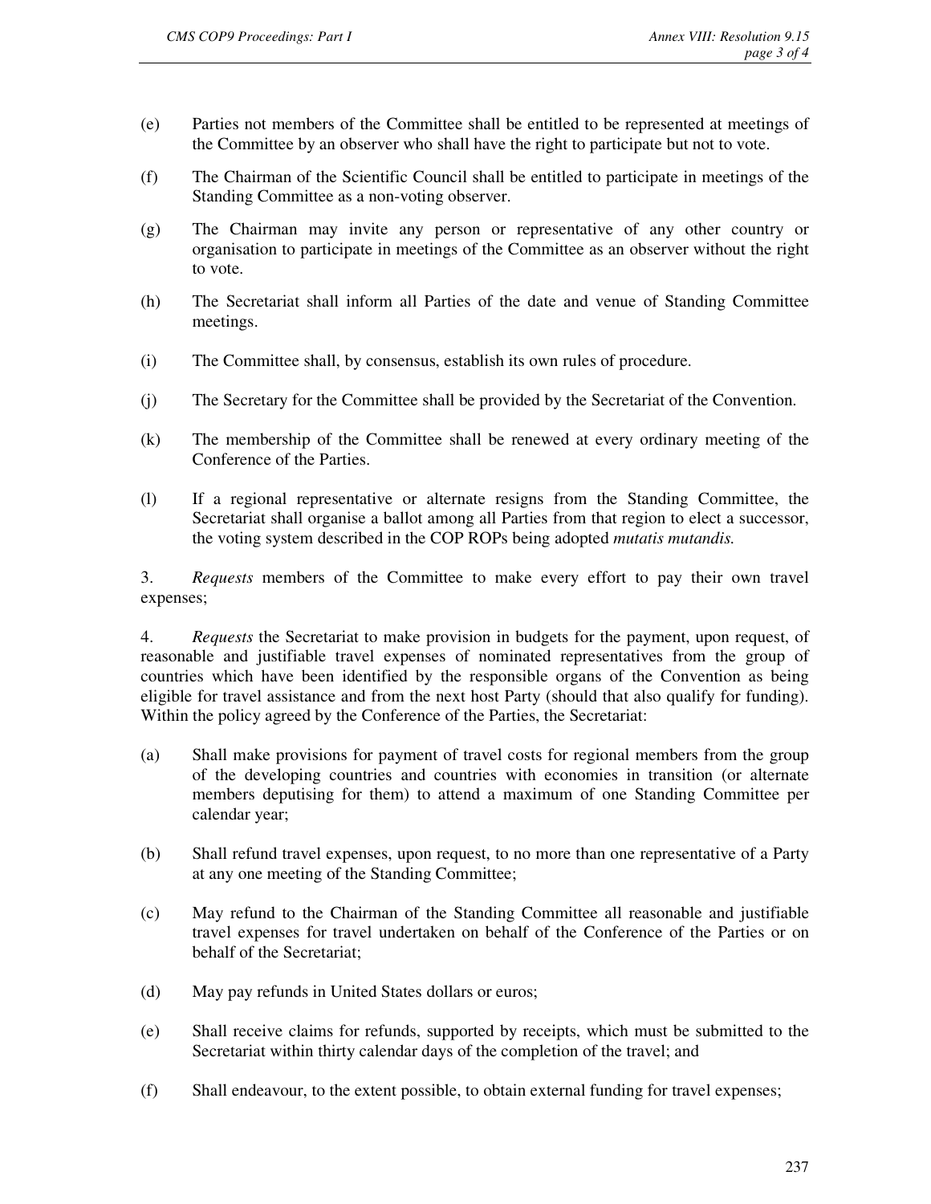(e) Parties not members of the Committee shall be entitled to be represented at meetings of the Committee by an observer who shall have the right to participate but not to vote.

(f) The Chairman of the Scientific Council shall be entitled to participate in meetings of the Standing Committee as a non-voting observer.

(g) The Chairman may invite any person or representative of any other country or organisation to participate in meetings of the Committee as an observer without the right to vote.

(h) The Secretariat shall inform all Parties of the date and venue of Standing Committee meetings.

(i) The Committee shall, by consensus, establish its own rules of procedure.

(j) The Secretary for the Committee shall be provided by the Secretariat of the Convention.

(k) The membership of the Committee shall be renewed at every ordinary meeting of the Conference of the Parties.

(l) If a regional representative or alternate resigns from the Standing Committee, the Secretariat shall organise a ballot among all Parties from that region to elect a successor, the voting system described in the COP ROPs being adopted *mutatis mutandis.*

3. *Requests* members of the Committee to make every effort to pay their own travel expenses;

4. *Requests* the Secretariat to make provision in budgets for the payment, upon request, of reasonable and justifiable travel expenses of nominated representatives from the group of countries which have been identified by the responsible organs of the Convention as being eligible for travel assistance and from the next host Party (should that also qualify for funding). Within the policy agreed by the Conference of the Parties, the Secretariat:

(a) Shall make provisions for payment of travel costs for regional members from the group of the developing countries and countries with economies in transition (or alternate members deputising for them) to attend a maximum of one Standing Committee per calendar year;

(b) Shall refund travel expenses, upon request, to no more than one representative of a Party at any one meeting of the Standing Committee;

(c) May refund to the Chairman of the Standing Committee all reasonable and justifiable travel expenses for travel undertaken on behalf of the Conference of the Parties or on behalf of the Secretariat;

(d) May pay refunds in United States dollars or euros;

(e) Shall receive claims for refunds, supported by receipts, which must be submitted to the Secretariat within thirty calendar days of the completion of the travel; and

(f) Shall endeavour, to the extent possible, to obtain external funding for travel expenses;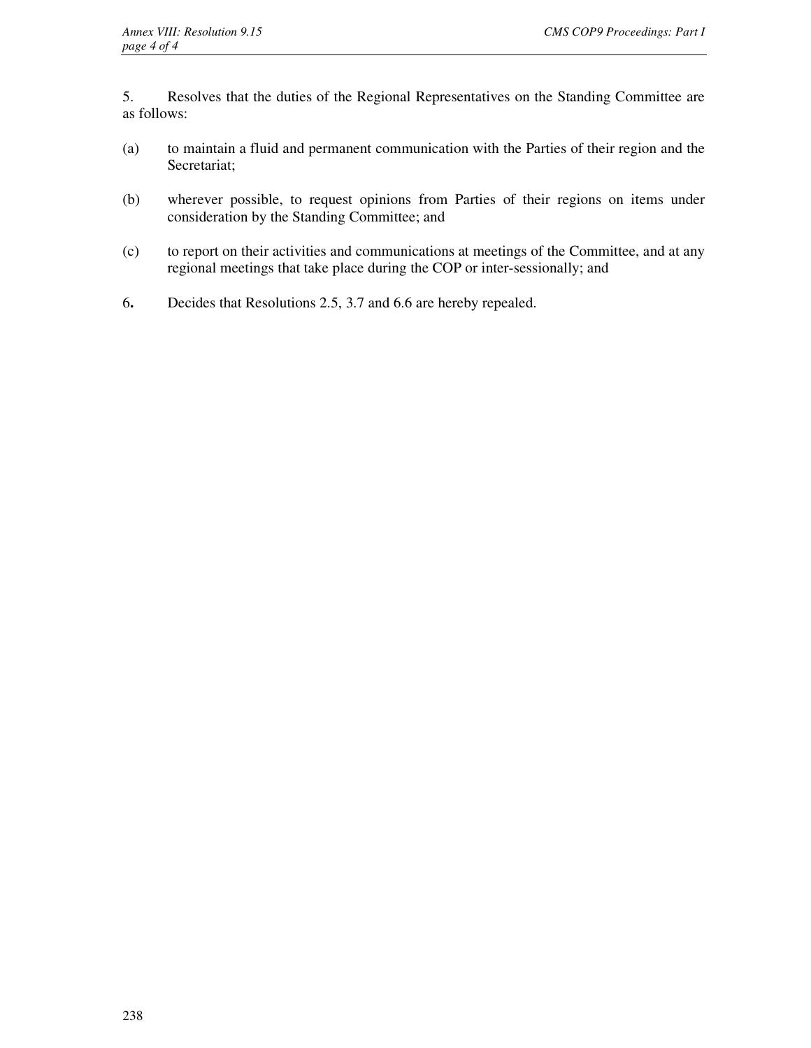5. Resolves that the duties of the Regional Representatives on the Standing Committee are as follows:

(a) to maintain a fluid and permanent communication with the Parties of their region and the Secretariat;

(b) wherever possible, to request opinions from Parties of their regions on items under consideration by the Standing Committee; and

(c) to report on their activities and communications at meetings of the Committee, and at any regional meetings that take place during the COP or inter-sessionally; and

6**.** Decides that Resolutions 2.5, 3.7 and 6.6 are hereby repealed.